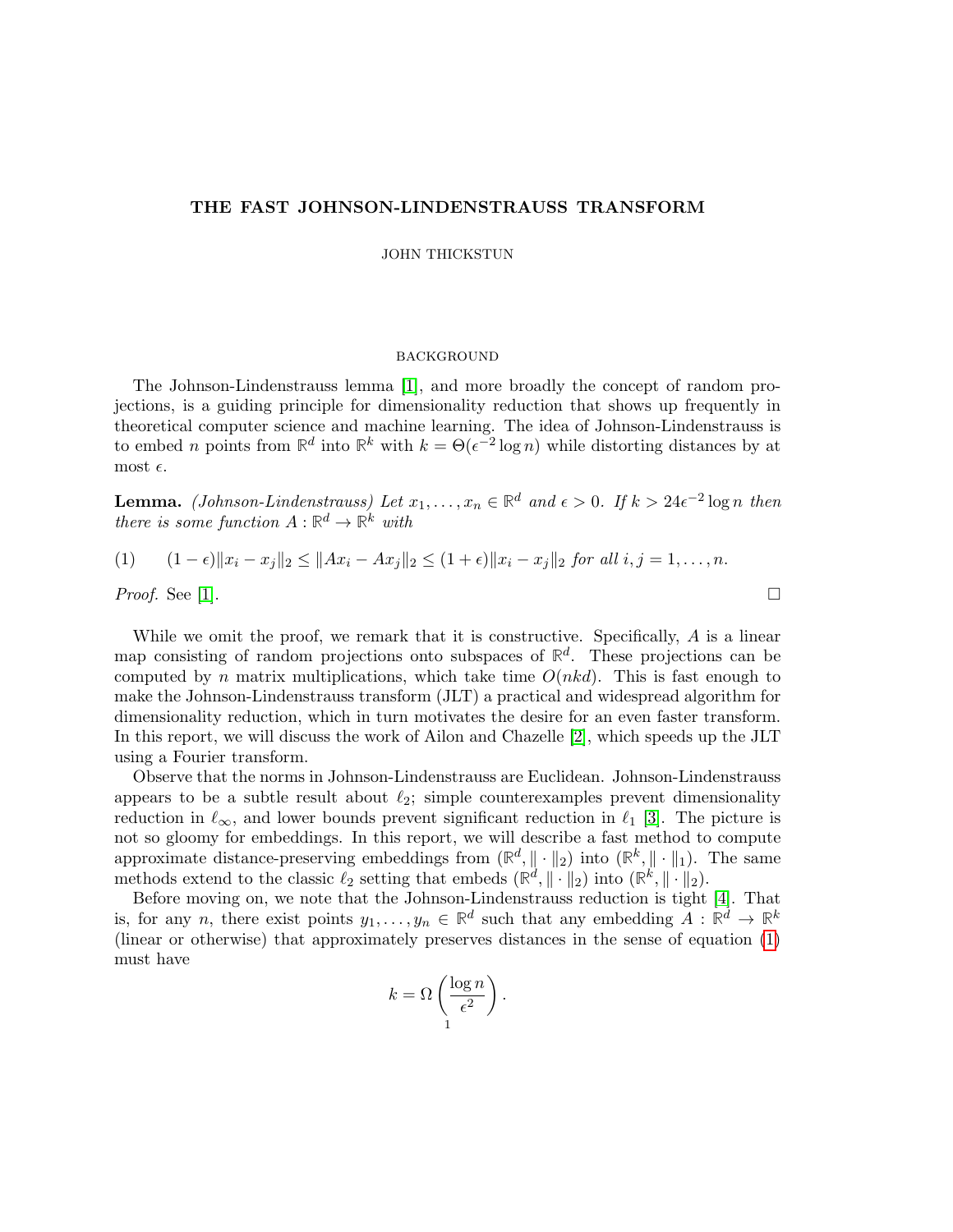# THE FAST JOHNSON-LINDENSTRAUSS TRANSFORM

JOHN THICKSTUN

## BACKGROUND

The Johnson-Lindenstrauss lemma [1], and more broadly the concept of random projections, is a guiding principle for dimensionality reduction that shows up frequently in theoretical computer science and machine learning. The idea of Johnson-Lindenstrauss is to embed $n$ points from $\mathbb{R}^d$ into $\mathbb{R}^k$ with $k = \Theta(\epsilon^{-2} \log n)$ while distorting distances by at most $\epsilon$.

**Lemma.** *(Johnson-Lindenstrauss) Let $x_1, \ldots, x_n \in \mathbb{R}^d$ and $\epsilon > 0$. If $k > 24\epsilon^{-2} \log n$ then there is some function $A : \mathbb{R}^d \to \mathbb{R}^k$ with*

$$(1) \qquad (1-\epsilon)\|x_i - x_j\|_2 \leq \|Ax_i - Ax_j\|_2 \leq (1+\epsilon)\|x_i - x_j\|_2 \text{ for all } i, j = 1, \ldots, n.$$

*Proof.* See [1]. ∎

While we omit the proof, we remark that it is constructive. Specifically, $A$ is a linear map consisting of random projections onto subspaces of $\mathbb{R}^d$. These projections can be computed by $n$ matrix multiplications, which take time $O(nkd)$. This is fast enough to make the Johnson-Lindenstrauss transform (JLT) a practical and widespread algorithm for dimensionality reduction, which in turn motivates the desire for an even faster transform. In this report, we will discuss the work of Ailon and Chazelle [2], which speeds up the JLT using a Fourier transform.

Observe that the norms in Johnson-Lindenstrauss are Euclidean. Johnson-Lindenstrauss appears to be a subtle result about $\ell_2$; simple counterexamples prevent dimensionality reduction in $\ell_\infty$, and lower bounds prevent significant reduction in $\ell_1$ [3]. The picture is not so gloomy for embeddings. In this report, we will describe a fast method to compute approximate distance-preserving embeddings from $(\mathbb{R}^d, \|\cdot\|_2)$ into $(\mathbb{R}^k, \|\cdot\|_1)$. The same methods extend to the classic $\ell_2$ setting that embeds $(\mathbb{R}^d, \|\cdot\|_2)$ into $(\mathbb{R}^k, \|\cdot\|_2)$.

Before moving on, we note that the Johnson-Lindenstrauss reduction is tight [4]. That is, for any $n$, there exist points $y_1, \ldots, y_n \in \mathbb{R}^d$ such that any embedding $A : \mathbb{R}^d \to \mathbb{R}^k$ (linear or otherwise) that approximately preserves distances in the sense of equation (1) must have

$$k = \Omega\left(\frac{\log n}{\epsilon^2}\right).$$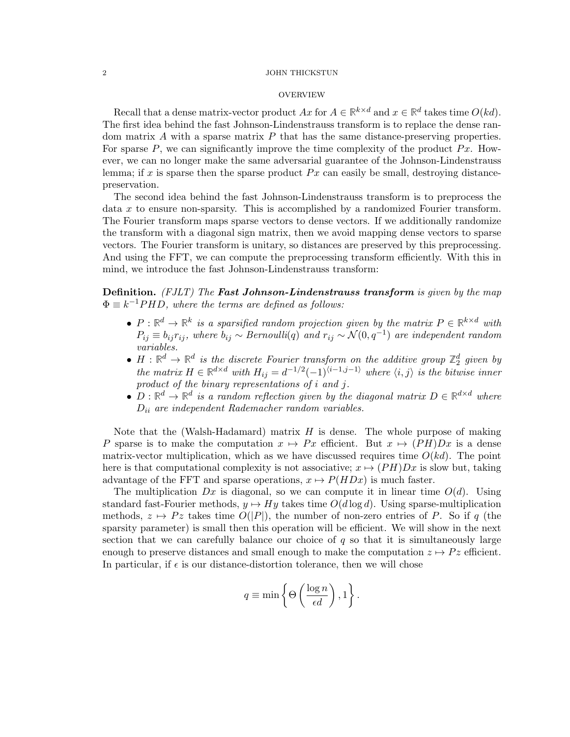## OVERVIEW

Recall that a dense matrix-vector product $Ax$ for $A \in \mathbb{R}^{k\times d}$ and $x \in \mathbb{R}^d$ takes time $O(kd)$. The first idea behind the fast Johnson-Lindenstrauss transform is to replace the dense random matrix $A$ with a sparse matrix $P$ that has the same distance-preserving properties. For sparse $P$, we can significantly improve the time complexity of the product $Px$. However, we can no longer make the same adversarial guarantee of the Johnson-Lindenstrauss lemma; if $x$ is sparse then the sparse product $Px$ can easily be small, destroying distance-preservation.

The second idea behind the fast Johnson-Lindenstrauss transform is to preprocess the data $x$ to ensure non-sparsity. This is accomplished by a randomized Fourier transform. The Fourier transform maps sparse vectors to dense vectors. If we additionally randomize the transform with a diagonal sign matrix, then we avoid mapping dense vectors to sparse vectors. The Fourier transform is unitary, so distances are preserved by this preprocessing. And using the FFT, we can compute the preprocessing transform efficiently. With this in mind, we introduce the fast Johnson-Lindenstrauss transform:

**Definition.** *(FJLT) The **Fast Johnson-Lindenstrauss transform** is given by the map $\Phi \equiv k^{-1}PHD$, where the terms are defined as follows:*

- *$P : \mathbb{R}^d \to \mathbb{R}^k$ is a sparsified random projection given by the matrix $P \in \mathbb{R}^{k\times d}$ with $P_{ij} \equiv b_{ij}r_{ij}$, where $b_{ij} \sim$ Bernoulli$(q)$ and $r_{ij} \sim \mathcal{N}(0, q^{-1})$ are independent random variables.*
- *$H : \mathbb{R}^d \to \mathbb{R}^d$ is the discrete Fourier transform on the additive group $\mathbb{Z}_2^d$ given by the matrix $H \in \mathbb{R}^{d\times d}$ with $H_{ij} = d^{-1/2}(-1)^{\langle i-1,j-1\rangle}$ where $\langle i, j\rangle$ is the bitwise inner product of the binary representations of $i$ and $j$.*
- *$D : \mathbb{R}^d \to \mathbb{R}^d$ is a random reflection given by the diagonal matrix $D \in \mathbb{R}^{d\times d}$ where $D_{ii}$ are independent Rademacher random variables.*

Note that the (Walsh-Hadamard) matrix $H$ is dense. The whole purpose of making $P$ sparse is to make the computation $x \mapsto Px$ efficient. But $x \mapsto (PH)Dx$ is a dense matrix-vector multiplication, which as we have discussed requires time $O(kd)$. The point here is that computational complexity is not associative; $x \mapsto (PH)Dx$ is slow but, taking advantage of the FFT and sparse operations, $x \mapsto P(HDx)$ is much faster.

The multiplication $Dx$ is diagonal, so we can compute it in linear time $O(d)$. Using standard fast-Fourier methods, $y \mapsto Hy$ takes time $O(d \log d)$. Using sparse-multiplication methods, $z \mapsto Pz$ takes time $O(|P|)$, the number of non-zero entries of $P$. So if $q$ (the sparsity parameter) is small then this operation will be efficient. We will show in the next section that we can carefully balance our choice of $q$ so that it is simultaneously large enough to preserve distances and small enough to make the computation $z \mapsto Pz$ efficient. In particular, if $\epsilon$ is our distance-distortion tolerance, then we will chose

$$q \equiv \min\left\{\Theta\left(\frac{\log n}{\epsilon d}\right), 1\right\}.$$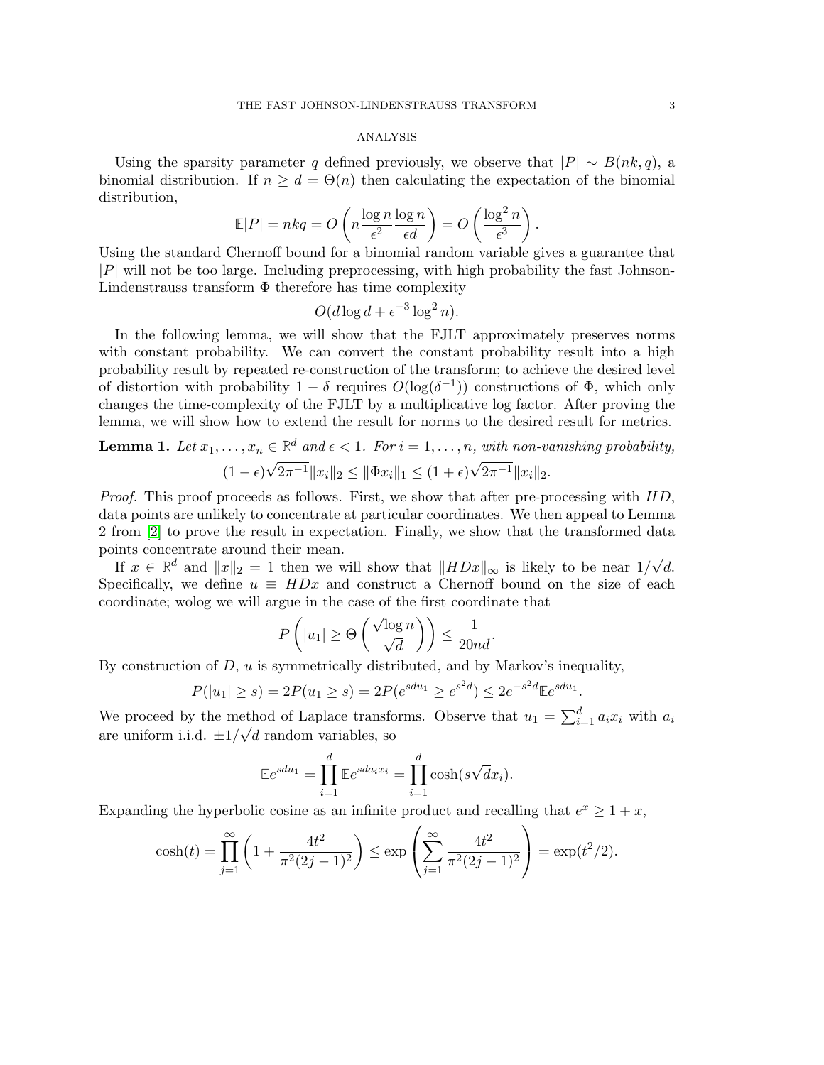ANALYSIS

Using the sparsity parameter $q$ defined previously, we observe that $|P| \sim B(nk, q)$, a binomial distribution. If $n \geq d = \Theta(n)$ then calculating the expectation of the binomial distribution,

$$\mathbb{E}|P| = nkq = O\left(n\frac{\log n}{\epsilon^2}\frac{\log n}{\epsilon d}\right) = O\left(\frac{\log^2 n}{\epsilon^3}\right).$$

Using the standard Chernoff bound for a binomial random variable gives a guarantee that $|P|$ will not be too large. Including preprocessing, with high probability the fast Johnson-Lindenstrauss transform $\Phi$ therefore has time complexity

$$O(d \log d + \epsilon^{-3}\log^2 n).$$

In the following lemma, we will show that the FJLT approximately preserves norms with constant probability. We can convert the constant probability result into a high probability result by repeated re-construction of the transform; to achieve the desired level of distortion with probability $1-\delta$ requires $O(\log(\delta^{-1}))$ constructions of $\Phi$, which only changes the time-complexity of the FJLT by a multiplicative log factor. After proving the lemma, we will show how to extend the result for norms to the desired result for metrics.

**Lemma 1.** *Let $x_1, \ldots, x_n \in \mathbb{R}^d$ and $\epsilon < 1$. For $i = 1, \ldots, n$, with non-vanishing probability,*

$$(1-\epsilon)\sqrt{2\pi^{-1}}\|x_i\|_2 \leq \|\Phi x_i\|_1 \leq (1+\epsilon)\sqrt{2\pi^{-1}}\|x_i\|_2.$$

*Proof.* This proof proceeds as follows. First, we show that after pre-processing with $HD$, data points are unlikely to concentrate at particular coordinates. We then appeal to Lemma 2 from [2] to prove the result in expectation. Finally, we show that the transformed data points concentrate around their mean.

If $x \in \mathbb{R}^d$ and $\|x\|_2 = 1$ then we will show that $\|HDx\|_\infty$ is likely to be near $1/\sqrt{d}$. Specifically, we define $u \equiv HDx$ and construct a Chernoff bound on the size of each coordinate; wolog we will argue in the case of the first coordinate that

$$P\left(|u_1| \geq \Theta\left(\frac{\sqrt{\log n}}{\sqrt{d}}\right)\right) \leq \frac{1}{20nd}.$$

By construction of $D$, $u$ is symmetrically distributed, and by Markov's inequality,

$$P(|u_1| \geq s) = 2P(u_1 \geq s) = 2P(e^{sdu_1} \geq e^{s^2 d}) \leq 2e^{-s^2 d}\mathbb{E}e^{sdu_1}.$$

We proceed by the method of Laplace transforms. Observe that $u_1 = \sum_{i=1}^d a_i x_i$ with $a_i$ are uniform i.i.d. $\pm 1/\sqrt{d}$ random variables, so

$$\mathbb{E}e^{sdu_1} = \prod_{i=1}^d \mathbb{E}e^{sda_i x_i} = \prod_{i=1}^d \cosh(s\sqrt{d}x_i).$$

Expanding the hyperbolic cosine as an infinite product and recalling that $e^x \geq 1 + x$,

$$\cosh(t) = \prod_{j=1}^\infty \left(1 + \frac{4t^2}{\pi^2(2j-1)^2}\right) \leq \exp\left(\sum_{j=1}^\infty \frac{4t^2}{\pi^2(2j-1)^2}\right) = \exp(t^2/2).$$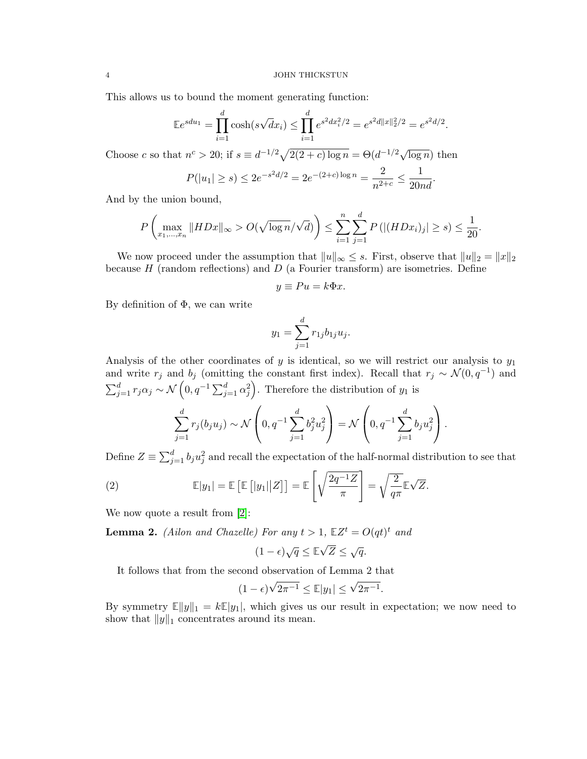This allows us to bound the moment generating function:

$$\mathbb{E}e^{sdu_1} = \prod_{i=1}^{d} \cosh(s\sqrt{d}x_i) \leq \prod_{i=1}^{d} e^{s^2 dx_i^2/2} = e^{s^2 d\|x\|_2^2/2} = e^{s^2 d/2}.$$

Choose $c$ so that $n^c > 20$; if $s \equiv d^{-1/2}\sqrt{2(2+c)\log n} = \Theta(d^{-1/2}\sqrt{\log n})$ then

$$P(|u_1| \geq s) \leq 2e^{-s^2 d/2} = 2e^{-(2+c)\log n} = \frac{2}{n^{2+c}} \leq \frac{1}{20nd}.$$

And by the union bound,

$$P\left(\max_{x_1,\ldots,x_n} \|HDx\|_\infty > O(\sqrt{\log n}/\sqrt{d})\right) \leq \sum_{i=1}^{n}\sum_{j=1}^{d} P\left(|(HDx_i)_j| \geq s\right) \leq \frac{1}{20}.$$

We now proceed under the assumption that $\|u\|_\infty \leq s$. First, observe that $\|u\|_2 = \|x\|_2$ because $H$ (random reflections) and $D$ (a Fourier transform) are isometries. Define

$$y \equiv Pu = k\Phi x.$$

By definition of $\Phi$, we can write

$$y_1 = \sum_{j=1}^{d} r_{1j} b_{1j} u_j.$$

Analysis of the other coordinates of $y$ is identical, so we will restrict our analysis to $y_1$ and write $r_j$ and $b_j$ (omitting the constant first index). Recall that $r_j \sim \mathcal{N}(0, q^{-1})$ and $\sum_{j=1}^{d} r_j \alpha_j \sim \mathcal{N}\left(0, q^{-1}\sum_{j=1}^{d}\alpha_j^2\right)$. Therefore the distribution of $y_1$ is

$$\sum_{j=1}^{d} r_j(b_j u_j) \sim \mathcal{N}\left(0, q^{-1}\sum_{j=1}^{d} b_j^2 u_j^2\right) = \mathcal{N}\left(0, q^{-1}\sum_{j=1}^{d} b_j u_j^2\right).$$

Define $Z \equiv \sum_{j=1}^{d} b_j u_j^2$ and recall the expectation of the half-normal distribution to see that

$$\mathbb{E}|y_1| = \mathbb{E}\left[\mathbb{E}\left[|y_1|\big|Z\right]\right] = \mathbb{E}\left[\sqrt{\frac{2q^{-1}Z}{\pi}}\right] = \sqrt{\frac{2}{q\pi}}\mathbb{E}\sqrt{Z}. \tag{2}$$

We now quote a result from [2]:

**Lemma 2.** *(Ailon and Chazelle) For any $t > 1$, $\mathbb{E}Z^t = O(qt)^t$ and*

$$(1-\epsilon)\sqrt{q} \leq \mathbb{E}\sqrt{Z} \leq \sqrt{q}.$$

It follows that from the second observation of Lemma 2 that

$$(1-\epsilon)\sqrt{2\pi^{-1}} \leq \mathbb{E}|y_1| \leq \sqrt{2\pi^{-1}}.$$

By symmetry $\mathbb{E}\|y\|_1 = k\mathbb{E}|y_1|$, which gives us our result in expectation; we now need to show that $\|y\|_1$ concentrates around its mean.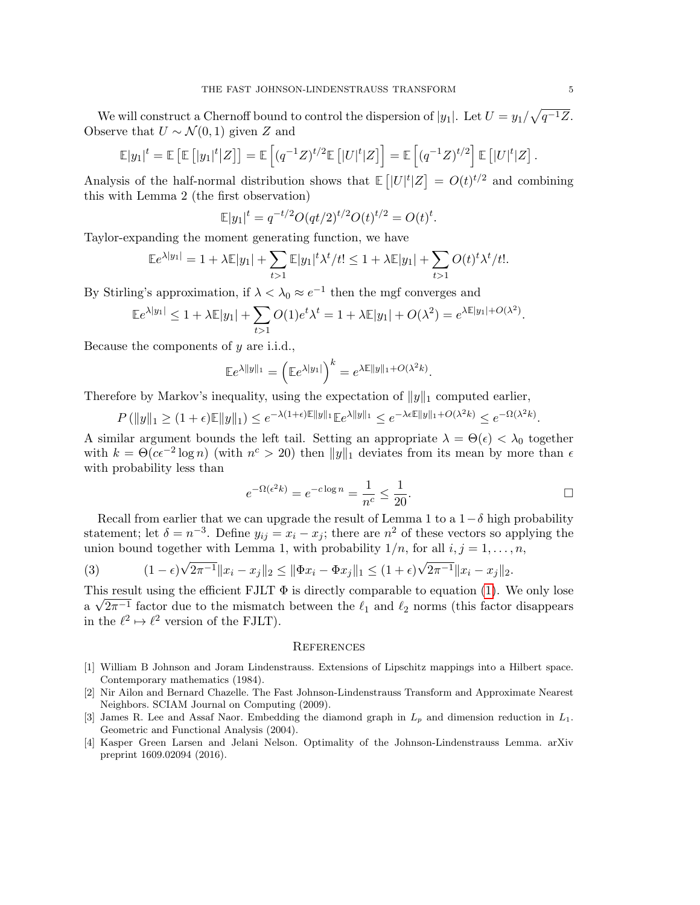We will construct a Chernoff bound to control the dispersion of $|y_1|$. Let $U = y_1/\sqrt{q^{-1}Z}$. Observe that $U \sim \mathcal{N}(0,1)$ given $Z$ and

$$\mathbb{E}|y_1|^t = \mathbb{E}\left[\mathbb{E}\left[|y_1|^t \middle| Z\right]\right] = \mathbb{E}\left[(q^{-1}Z)^{t/2}\mathbb{E}\left[|U|^t|Z\right]\right] = \mathbb{E}\left[(q^{-1}Z)^{t/2}\right]\mathbb{E}\left[|U|^t|Z\right].$$

Analysis of the half-normal distribution shows that $\mathbb{E}\left[|U|^t|Z\right] = O(t)^{t/2}$ and combining this with Lemma 2 (the first observation)

$$\mathbb{E}|y_1|^t = q^{-t/2}O(qt/2)^{t/2}O(t)^{t/2} = O(t)^t.$$

Taylor-expanding the moment generating function, we have

$$\mathbb{E}e^{\lambda|y_1|} = 1 + \lambda\mathbb{E}|y_1| + \sum_{t>1}\mathbb{E}|y_1|^t\lambda^t/t! \leq 1 + \lambda\mathbb{E}|y_1| + \sum_{t>1}O(t)^t\lambda^t/t!.$$

By Stirling's approximation, if $\lambda < \lambda_0 \approx e^{-1}$ then the mgf converges and

$$\mathbb{E}e^{\lambda|y_1|} \leq 1 + \lambda\mathbb{E}|y_1| + \sum_{t>1}O(1)e^t\lambda^t = 1 + \lambda\mathbb{E}|y_1| + O(\lambda^2) = e^{\lambda\mathbb{E}|y_1| + O(\lambda^2)}.$$

Because the components of $y$ are i.i.d.,

$$\mathbb{E}e^{\lambda\|y\|_1} = \left(\mathbb{E}e^{\lambda|y_1|}\right)^k = e^{\lambda\mathbb{E}\|y\|_1 + O(\lambda^2 k)}.$$

Therefore by Markov's inequality, using the expectation of $\|y\|_1$ computed earlier,

$$P\left(\|y\|_1 \geq (1+\epsilon)\mathbb{E}\|y\|_1\right) \leq e^{-\lambda(1+\epsilon)\mathbb{E}\|y\|_1}\mathbb{E}e^{\lambda\|y\|_1} \leq e^{-\lambda\epsilon\mathbb{E}\|y\|_1 + O(\lambda^2 k)} \leq e^{-\Omega(\lambda^2 k)}.$$

A similar argument bounds the left tail. Setting an appropriate $\lambda = \Theta(\epsilon) < \lambda_0$ together with $k = \Theta(c\epsilon^{-2}\log n)$ (with $n^c > 20$) then $\|y\|_1$ deviates from its mean by more than $\epsilon$ with probability less than

$$e^{-\Omega(\epsilon^2 k)} = e^{-c\log n} = \frac{1}{n^c} \leq \frac{1}{20}. \qquad \square$$

Recall from earlier that we can upgrade the result of Lemma 1 to a $1-\delta$ high probability statement; let $\delta = n^{-3}$. Define $y_{ij} = x_i - x_j$; there are $n^2$ of these vectors so applying the union bound together with Lemma 1, with probability $1/n$, for all $i, j = 1, \ldots, n$,

$$(1-\epsilon)\sqrt{2\pi^{-1}}\|x_i - x_j\|_2 \leq \|\Phi x_i - \Phi x_j\|_1 \leq (1+\epsilon)\sqrt{2\pi^{-1}}\|x_i - x_j\|_2. \tag{3}$$

This result using the efficient FJLT $\Phi$ is directly comparable to equation (1). We only lose a $\sqrt{2\pi^{-1}}$ factor due to the mismatch between the $\ell_1$ and $\ell_2$ norms (this factor disappears in the $\ell^2 \mapsto \ell^2$ version of the FJLT).

## References

[1] William B Johnson and Joram Lindenstrauss. Extensions of Lipschitz mappings into a Hilbert space. Contemporary mathematics (1984).

[2] Nir Ailon and Bernard Chazelle. The Fast Johnson-Lindenstrauss Transform and Approximate Nearest Neighbors. SCIAM Journal on Computing (2009).

[3] James R. Lee and Assaf Naor. Embedding the diamond graph in $L_p$ and dimension reduction in $L_1$. Geometric and Functional Analysis (2004).

[4] Kasper Green Larsen and Jelani Nelson. Optimality of the Johnson-Lindenstrauss Lemma. arXiv preprint 1609.02094 (2016).